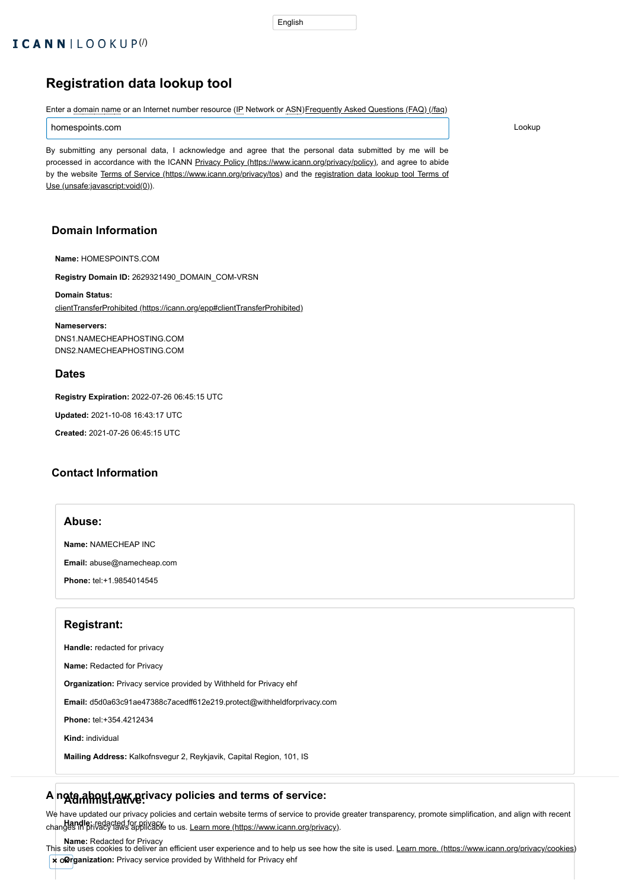English

ICANN | LOOKUP(/)

# Registration data lookup tool

Enter a domain name or an Internet number resource (IP Network or ASN) Frequently Asked Questions (FAQ) (/faq)

homespoints.com

Lookup

By submitting any personal data, I acknowledge and agree that the personal data submitted by me will be processed in accordance with the ICANN Privacy Policy (https://www.icann.org/privacy/policy), and agree to abide by the website Terms of Service (https://www.icann.org/privacy/tos) and the registration data lookup tool Terms of Use (unsafe:javascript:void(0)).

## Domain Information

**Name:** HOMESPOINTS.COM

**Registry Domain ID:** 2629321490_DOMAIN_COM-VRSN

**Domain Status:**
clientTransferProhibited (https://icann.org/epp#clientTransferProhibited)

**Nameservers:**
DNS1.NAMECHEAPHOSTING.COM
DNS2.NAMECHEAPHOSTING.COM

## Dates

**Registry Expiration:** 2022-07-26 06:45:15 UTC

**Updated:** 2021-10-08 16:43:17 UTC

**Created:** 2021-07-26 06:45:15 UTC

## Contact Information

### Abuse:

**Name:** NAMECHEAP INC

**Email:** abuse@namecheap.com

**Phone:** tel:+1.9854014545

### Registrant:

**Handle:** redacted for privacy

**Name:** Redacted for Privacy

**Organization:** Privacy service provided by Withheld for Privacy ehf

**Email:** d5d0a63c91ae47388c7acedff612e219.protect@withheldforprivacy.com

**Phone:** tel:+354.4212434

**Kind:** individual

**Mailing Address:** Kalkofnsvegur 2, Reykjavik, Capital Region, 101, IS

### Administrative:

**Handle:** redacted for privacy

**Name:** Redacted for Privacy

**Organization:** Privacy service provided by Withheld for Privacy ehf

## A note about our privacy policies and terms of service:

We have updated our privacy policies and certain website terms of service to provide greater transparency, promote simplification, and align with recent changes in privacy laws applicable to us. Learn more (https://www.icann.org/privacy).

This site uses cookies to deliver an efficient user experience and to help us see how the site is used. Learn more. (https://www.icann.org/privacy/cookies)

× OK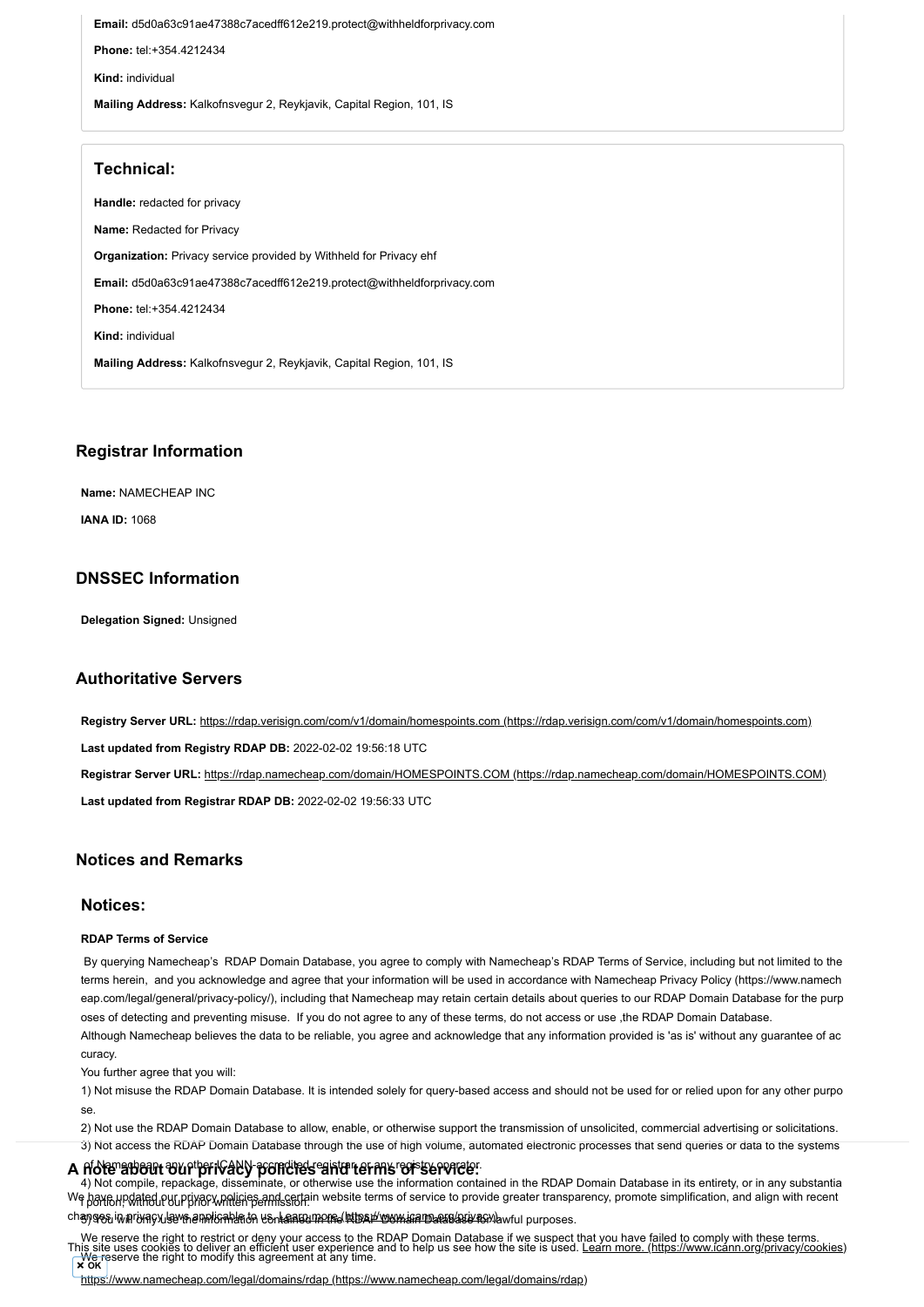**Email:** d5d0a63c91ae47388c7acedff612e219.protect@withheldforprivacy.com

**Phone:** tel:+354.4212434

**Kind:** individual

**Mailing Address:** Kalkofnsvegur 2, Reykjavik, Capital Region, 101, IS

### Technical:

**Handle:** redacted for privacy

**Name:** Redacted for Privacy

**Organization:** Privacy service provided by Withheld for Privacy ehf

**Email:** d5d0a63c91ae47388c7acedff612e219.protect@withheldforprivacy.com

**Phone:** tel:+354.4212434

**Kind:** individual

**Mailing Address:** Kalkofnsvegur 2, Reykjavik, Capital Region, 101, IS

## Registrar Information

**Name:** NAMECHEAP INC

**IANA ID:** 1068

## DNSSEC Information

**Delegation Signed:** Unsigned

## Authoritative Servers

**Registry Server URL:** https://rdap.verisign.com/com/v1/domain/homespoints.com (https://rdap.verisign.com/com/v1/domain/homespoints.com)

**Last updated from Registry RDAP DB:** 2022-02-02 19:56:18 UTC

**Registrar Server URL:** https://rdap.namecheap.com/domain/HOMESPOINTS.COM (https://rdap.namecheap.com/domain/HOMESPOINTS.COM)

**Last updated from Registrar RDAP DB:** 2022-02-02 19:56:33 UTC

## Notices and Remarks

### Notices:

**RDAP Terms of Service**

By querying Namecheap's RDAP Domain Database, you agree to comply with Namecheap's RDAP Terms of Service, including but not limited to the terms herein, and you acknowledge and agree that your information will be used in accordance with Namecheap Privacy Policy (https://www.namecheap.com/legal/general/privacy-policy/), including that Namecheap may retain certain details about queries to our RDAP Domain Database for the purposes of detecting and preventing misuse. If you do not agree to any of these terms, do not access or use ,the RDAP Domain Database.
Although Namecheap believes the data to be reliable, you agree and acknowledge that any information provided is 'as is' without any guarantee of accuracy.
You further agree that you will:
1) Not misuse the RDAP Domain Database. It is intended solely for query-based access and should not be used for or relied upon for any other purpose.
2) Not use the RDAP Domain Database to allow, enable, or otherwise support the transmission of unsolicited, commercial advertising or solicitations.
3) Not access the RDAP Domain Database through the use of high volume, automated electronic processes that send queries or data to the systems of Namecheap, any other ICANN-accredited registrar, or any registry operator.
4) Not compile, repackage, disseminate, or otherwise use the information contained in the RDAP Domain Database in its entirety, or in any substantial portion, without our prior written permission.
5) You will only use the information contained in the RDAP Domain Database for lawful purposes.

We reserve the right to restrict or deny your access to the RDAP Domain Database if we suspect that you have failed to comply with these terms.
We reserve the right to modify this agreement at any time.

https://www.namecheap.com/legal/domains/rdap (https://www.namecheap.com/legal/domains/rdap)

## A note about our privacy policies and terms of service:

We have updated our privacy policies and certain website terms of service to provide greater transparency, promote simplification, and align with recent changes in privacy laws applicable to us. Learn more (https://www.icann.org/privacy).

This site uses cookies to deliver an efficient user experience and to help us see how the site is used. Learn more. (https://www.icann.org/privacy/cookies)

✖ OK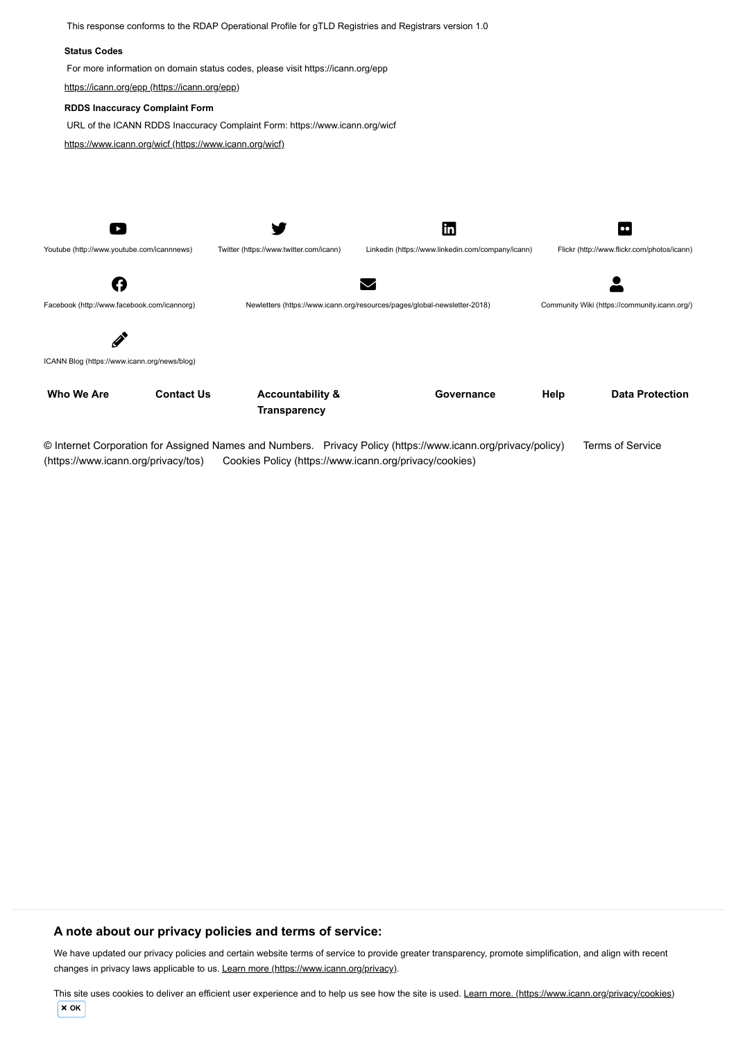This response conforms to the RDAP Operational Profile for gTLD Registries and Registrars version 1.0

**Status Codes**

For more information on domain status codes, please visit https://icann.org/epp

https://icann.org/epp (https://icann.org/epp)

**RDDS Inaccuracy Complaint Form**

URL of the ICANN RDDS Inaccuracy Complaint Form: https://www.icann.org/wicf

https://www.icann.org/wicf (https://www.icann.org/wicf)

Youtube (http://www.youtube.com/icannnews)

Twitter (https://www.twitter.com/icann)

Linkedin (https://www.linkedin.com/company/icann)

Flickr (http://www.flickr.com/photos/icann)

Facebook (http://www.facebook.com/icannorg)

Newletters (https://www.icann.org/resources/pages/global-newsletter-2018)

Community Wiki (https://community.icann.org/)

ICANN Blog (https://www.icann.org/news/blog)

**Who We Are** **Contact Us** **Accountability & Transparency** **Governance** **Help** **Data Protection**

© Internet Corporation for Assigned Names and Numbers. Privacy Policy (https://www.icann.org/privacy/policy) Terms of Service (https://www.icann.org/privacy/tos) Cookies Policy (https://www.icann.org/privacy/cookies)

### A note about our privacy policies and terms of service:

We have updated our privacy policies and certain website terms of service to provide greater transparency, promote simplification, and align with recent changes in privacy laws applicable to us. Learn more (https://www.icann.org/privacy).

This site uses cookies to deliver an efficient user experience and to help us see how the site is used. Learn more. (https://www.icann.org/privacy/cookies)

× OK